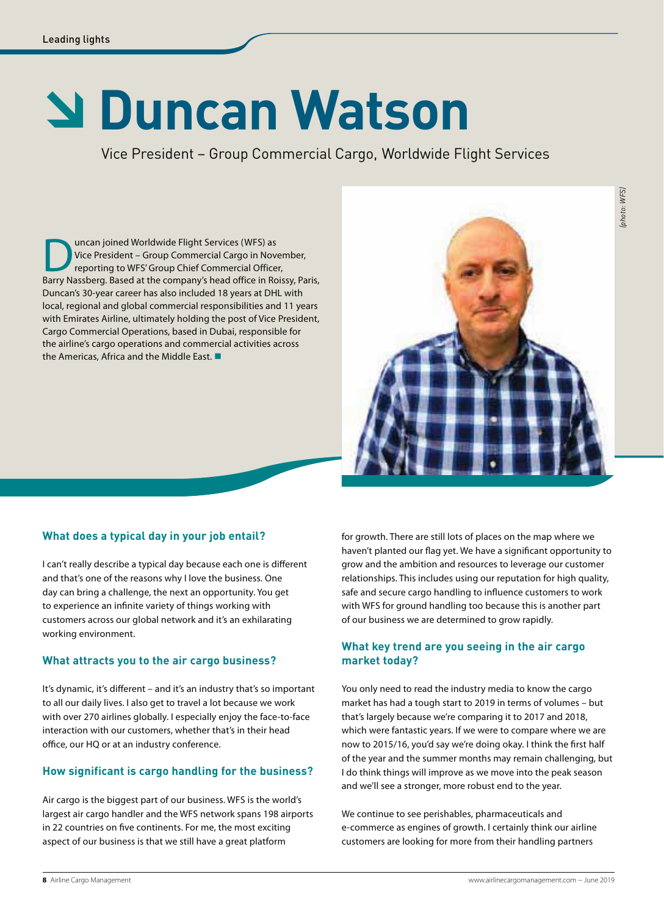# Duncan Watson

Vice President – Group Commercial Cargo, Worldwide Flight Services

Duncan joined Worldwide Flight Services (WFS) as Vice President – Group Commercial Cargo in November, reporting to WFS' Group Chief Commercial Officer, Barry Nassberg. Based at the company's head office in Roissy, Paris, Duncan's 30-year career has also included 18 years at DHL with local, regional and global commercial responsibilities and 11 years with Emirates Airline, ultimately holding the post of Vice President, Cargo Commercial Operations, based in Dubai, responsible for the airline's cargo operations and commercial activities across the Americas, Africa and the Middle East. ■

*(photo: WFS)*

### What does a typical day in your job entail?

I can't really describe a typical day because each one is different and that's one of the reasons why I love the business. One day can bring a challenge, the next an opportunity. You get to experience an infinite variety of things working with customers across our global network and it's an exhilarating working environment.

### What attracts you to the air cargo business?

It's dynamic, it's different – and it's an industry that's so important to all our daily lives. I also get to travel a lot because we work with over 270 airlines globally. I especially enjoy the face-to-face interaction with our customers, whether that's in their head office, our HQ or at an industry conference.

### How significant is cargo handling for the business?

Air cargo is the biggest part of our business. WFS is the world's largest air cargo handler and the WFS network spans 198 airports in 22 countries on five continents. For me, the most exciting aspect of our business is that we still have a great platform for growth. There are still lots of places on the map where we haven't planted our flag yet. We have a significant opportunity to grow and the ambition and resources to leverage our customer relationships. This includes using our reputation for high quality, safe and secure cargo handling to influence customers to work with WFS for ground handling too because this is another part of our business we are determined to grow rapidly.

### What key trend are you seeing in the air cargo market today?

You only need to read the industry media to know the cargo market has had a tough start to 2019 in terms of volumes – but that's largely because we're comparing it to 2017 and 2018, which were fantastic years. If we were to compare where we are now to 2015/16, you'd say we're doing okay. I think the first half of the year and the summer months may remain challenging, but I do think things will improve as we move into the peak season and we'll see a stronger, more robust end to the year.

We continue to see perishables, pharmaceuticals and e-commerce as engines of growth. I certainly think our airline customers are looking for more from their handling partners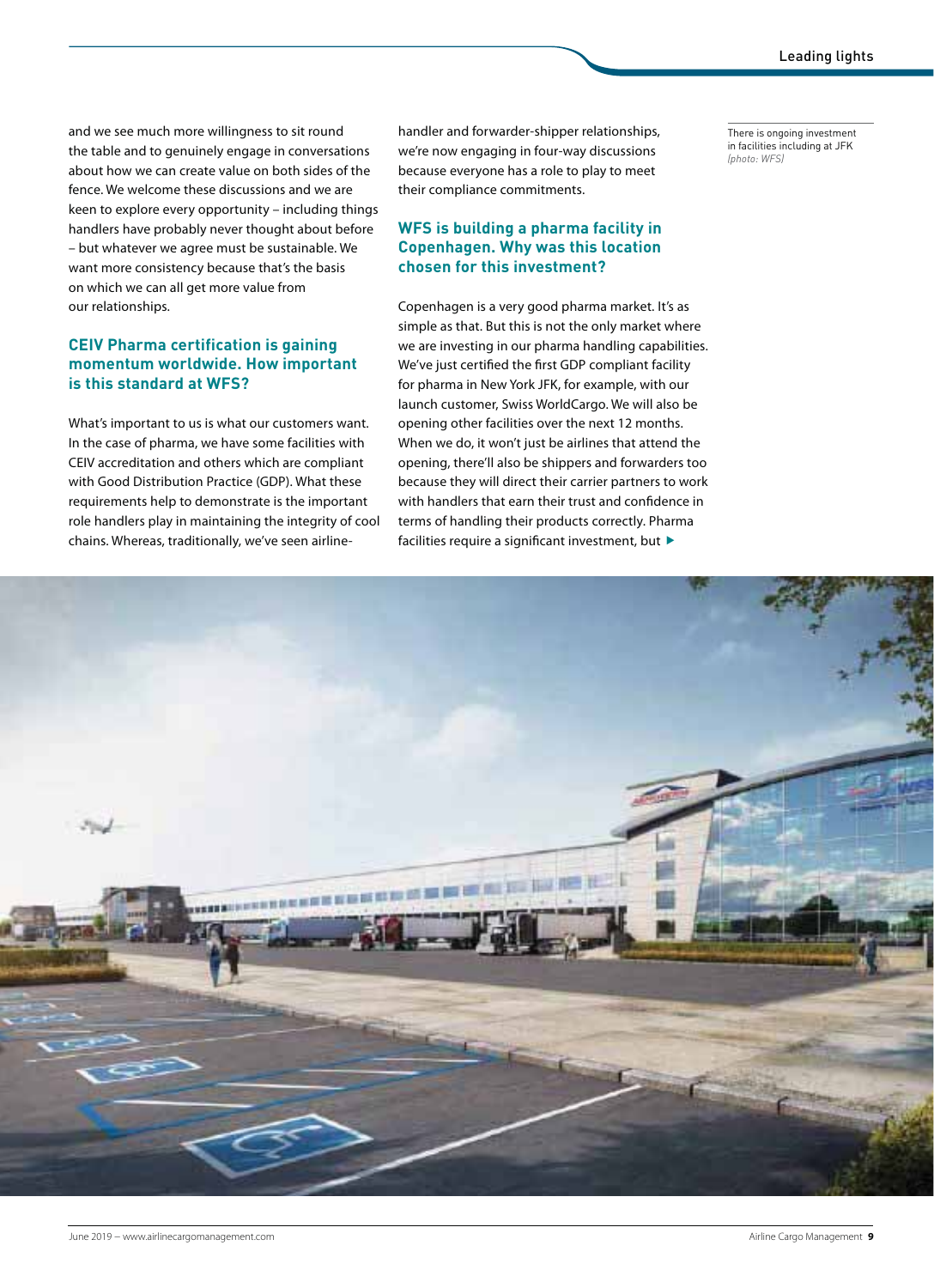and we see much more willingness to sit round the table and to genuinely engage in conversations about how we can create value on both sides of the fence. We welcome these discussions and we are keen to explore every opportunity – including things handlers have probably never thought about before – but whatever we agree must be sustainable. We want more consistency because that's the basis on which we can all get more value from our relationships.

### CEIV Pharma certification is gaining momentum worldwide. How important is this standard at WFS?

What's important to us is what our customers want. In the case of pharma, we have some facilities with CEIV accreditation and others which are compliant with Good Distribution Practice (GDP). What these requirements help to demonstrate is the important role handlers play in maintaining the integrity of cool chains. Whereas, traditionally, we've seen airline-handler and forwarder-shipper relationships, we're now engaging in four-way discussions because everyone has a role to play to meet their compliance commitments.

### WFS is building a pharma facility in Copenhagen. Why was this location chosen for this investment?

Copenhagen is a very good pharma market. It's as simple as that. But this is not the only market where we are investing in our pharma handling capabilities. We've just certified the first GDP compliant facility for pharma in New York JFK, for example, with our launch customer, Swiss WorldCargo. We will also be opening other facilities over the next 12 months. When we do, it won't just be airlines that attend the opening, there'll also be shippers and forwarders too because they will direct their carrier partners to work with handlers that earn their trust and confidence in terms of handling their products correctly. Pharma facilities require a significant investment, but ▶

There is ongoing investment in facilities including at JFK *(photo: WFS)*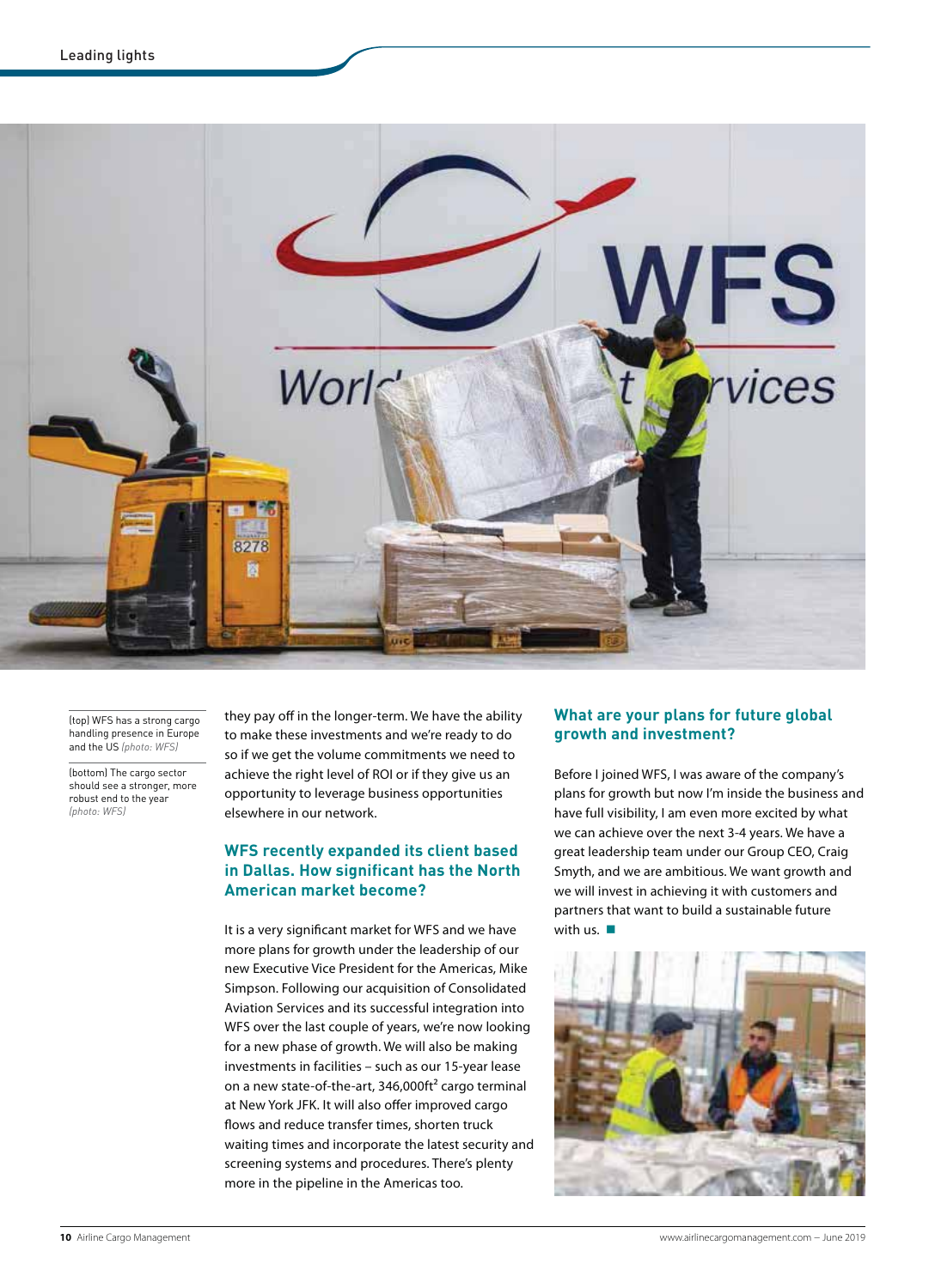(top) WFS has a strong cargo handling presence in Europe and the US *(photo: WFS)*

(bottom) The cargo sector should see a stronger, more robust end to the year *(photo: WFS)*

they pay off in the longer-term. We have the ability to make these investments and we're ready to do so if we get the volume commitments we need to achieve the right level of ROI or if they give us an opportunity to leverage business opportunities elsewhere in our network.

## WFS recently expanded its client based in Dallas. How significant has the North American market become?

It is a very significant market for WFS and we have more plans for growth under the leadership of our new Executive Vice President for the Americas, Mike Simpson. Following our acquisition of Consolidated Aviation Services and its successful integration into WFS over the last couple of years, we're now looking for a new phase of growth. We will also be making investments in facilities – such as our 15-year lease on a new state-of-the-art, 346,000ft² cargo terminal at New York JFK. It will also offer improved cargo flows and reduce transfer times, shorten truck waiting times and incorporate the latest security and screening systems and procedures. There's plenty more in the pipeline in the Americas too.

## What are your plans for future global growth and investment?

Before I joined WFS, I was aware of the company's plans for growth but now I'm inside the business and have full visibility, I am even more excited by what we can achieve over the next 3-4 years. We have a great leadership team under our Group CEO, Craig Smyth, and we are ambitious. We want growth and we will invest in achieving it with customers and partners that want to build a sustainable future with us. ■